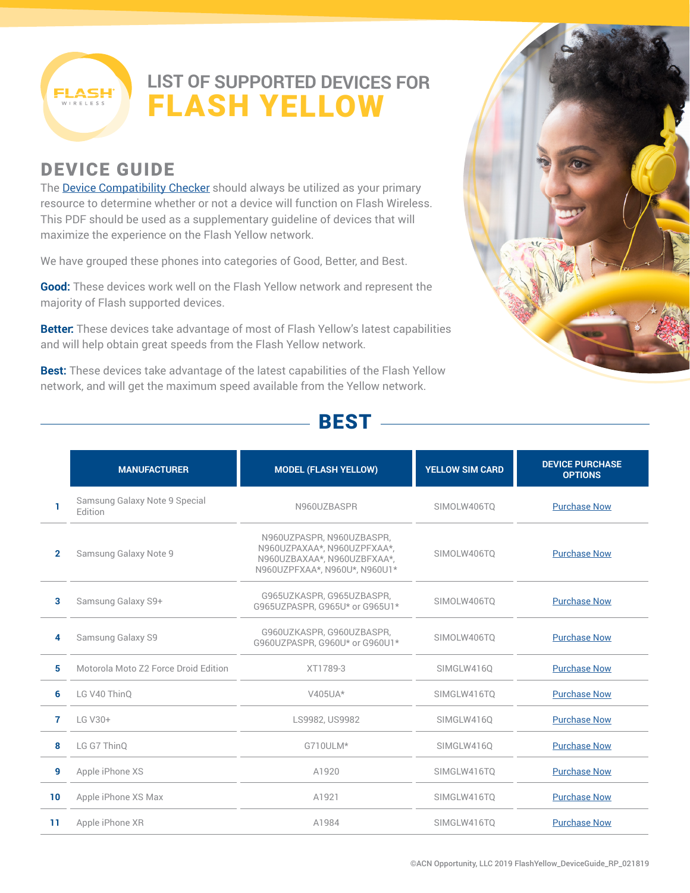# LIST OF SUPPORTED DEVICES FOR FLASH YELLOW

## DEVICE GUIDE

The Device Compatibility Checker should always be utilized as your primary resource to determine whether or not a device will function on Flash Wireless. This PDF should be used as a supplementary guideline of devices that will maximize the experience on the Flash Yellow network.

We have grouped these phones into categories of Good, Better, and Best.

**Good:** These devices work well on the Flash Yellow network and represent the majority of Flash supported devices.

**Better:** These devices take advantage of most of Flash Yellow's latest capabilities and will help obtain great speeds from the Flash Yellow network.

**Best:** These devices take advantage of the latest capabilities of the Flash Yellow network, and will get the maximum speed available from the Yellow network.

## BEST

| | MANUFACTURER | MODEL (FLASH YELLOW) | YELLOW SIM CARD | DEVICE PURCHASE OPTIONS |
|---|---|---|---|---|
| 1 | Samsung Galaxy Note 9 Special Edition | N960UZBASPR | SIMOLW406TQ | Purchase Now |
| 2 | Samsung Galaxy Note 9 | N960UZPASPR, N960UZBASPR, N960UZPAXAA*, N960UZPFXAA*, N960UZBAXAA*, N960UZBFXAA*, N960UZPFXAA*, N960U*, N960U1* | SIMOLW406TQ | Purchase Now |
| 3 | Samsung Galaxy S9+ | G965UZKASPR, G965UZBASPR, G965UZPASPR, G965U* or G965U1* | SIMOLW406TQ | Purchase Now |
| 4 | Samsung Galaxy S9 | G960UZKASPR, G960UZBASPR, G960UZPASPR, G960U* or G960U1* | SIMOLW406TQ | Purchase Now |
| 5 | Motorola Moto Z2 Force Droid Edition | XT1789-3 | SIMGLW416Q | Purchase Now |
| 6 | LG V40 ThinQ | V405UA* | SIMGLW416TQ | Purchase Now |
| 7 | LG V30+ | LS9982, US9982 | SIMGLW416Q | Purchase Now |
| 8 | LG G7 ThinQ | G710ULM* | SIMGLW416Q | Purchase Now |
| 9 | Apple iPhone XS | A1920 | SIMGLW416TQ | Purchase Now |
| 10 | Apple iPhone XS Max | A1921 | SIMGLW416TQ | Purchase Now |
| 11 | Apple iPhone XR | A1984 | SIMGLW416TQ | Purchase Now |

©ACN Opportunity, LLC 2019 FlashYellow_DeviceGuide_RP_021819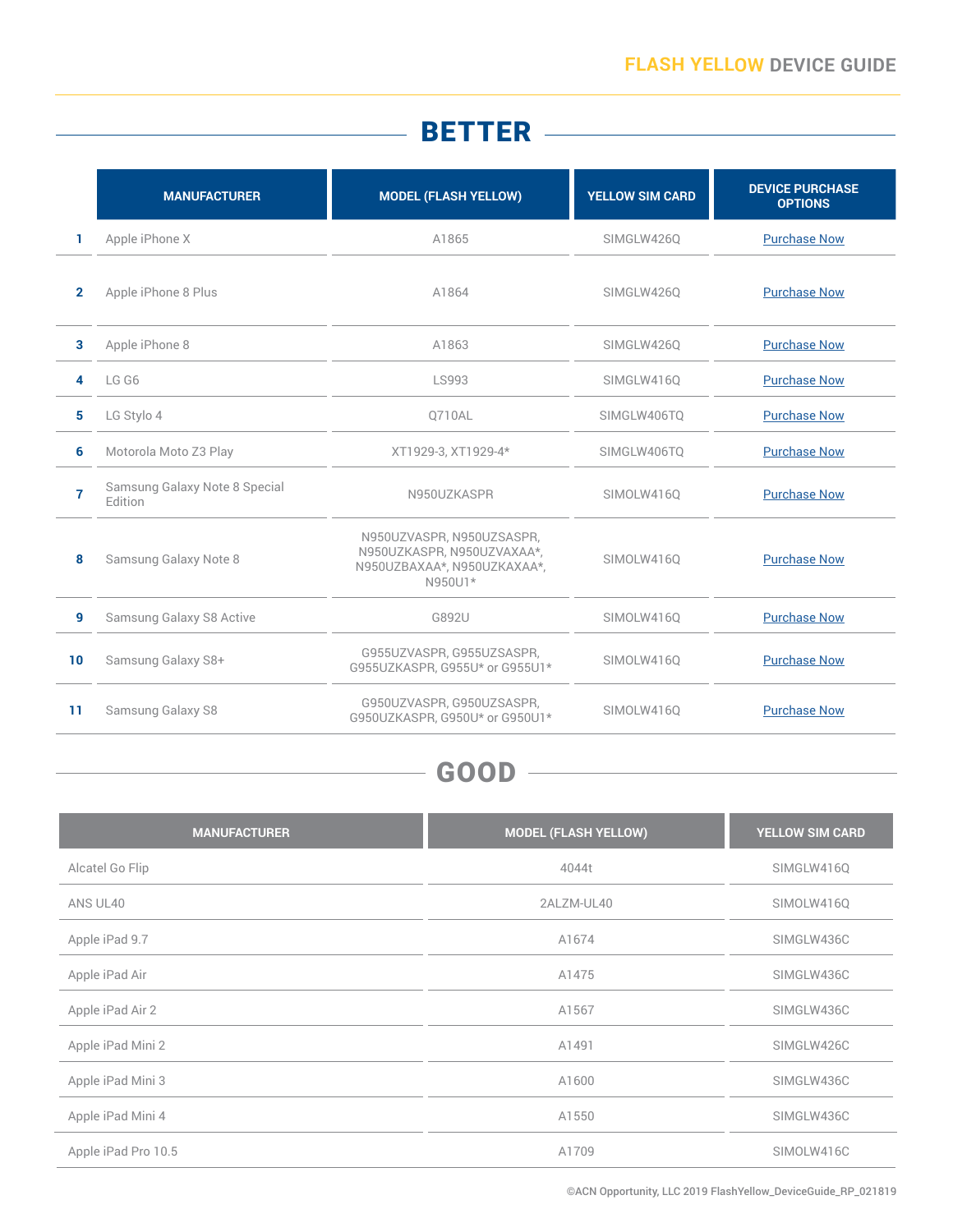## BETTER

| | MANUFACTURER | MODEL (FLASH YELLOW) | YELLOW SIM CARD | DEVICE PURCHASE OPTIONS |
|---|---|---|---|---|
| 1 | Apple iPhone X | A1865 | SIMGLW426Q | Purchase Now |
| 2 | Apple iPhone 8 Plus | A1864 | SIMGLW426Q | Purchase Now |
| 3 | Apple iPhone 8 | A1863 | SIMGLW426Q | Purchase Now |
| 4 | LG G6 | LS993 | SIMGLW416Q | Purchase Now |
| 5 | LG Stylo 4 | Q710AL | SIMGLW406TQ | Purchase Now |
| 6 | Motorola Moto Z3 Play | XT1929-3, XT1929-4* | SIMGLW406TQ | Purchase Now |
| 7 | Samsung Galaxy Note 8 Special Edition | N950UZKASPR | SIMOLW416Q | Purchase Now |
| 8 | Samsung Galaxy Note 8 | N950UZVASPR, N950UZSASPR, N950UZKASPR, N950UZVAXAA*, N950UZBAXAA*, N950UZKAXAA*, N950U1* | SIMOLW416Q | Purchase Now |
| 9 | Samsung Galaxy S8 Active | G892U | SIMOLW416Q | Purchase Now |
| 10 | Samsung Galaxy S8+ | G955UZVASPR, G955UZSASPR, G955UZKASPR, G955U* or G955U1* | SIMOLW416Q | Purchase Now |
| 11 | Samsung Galaxy S8 | G950UZVASPR, G950UZSASPR, G950UZKASPR, G950U* or G950U1* | SIMOLW416Q | Purchase Now |

## GOOD

| MANUFACTURER | MODEL (FLASH YELLOW) | YELLOW SIM CARD |
|---|---|---|
| Alcatel Go Flip | 4044t | SIMGLW416Q |
| ANS UL40 | 2ALZM-UL40 | SIMOLW416Q |
| Apple iPad 9.7 | A1674 | SIMGLW436C |
| Apple iPad Air | A1475 | SIMGLW436C |
| Apple iPad Air 2 | A1567 | SIMGLW436C |
| Apple iPad Mini 2 | A1491 | SIMGLW426C |
| Apple iPad Mini 3 | A1600 | SIMGLW436C |
| Apple iPad Mini 4 | A1550 | SIMGLW436C |
| Apple iPad Pro 10.5 | A1709 | SIMOLW416C |

©ACN Opportunity, LLC 2019 FlashYellow_DeviceGuide_RP_021819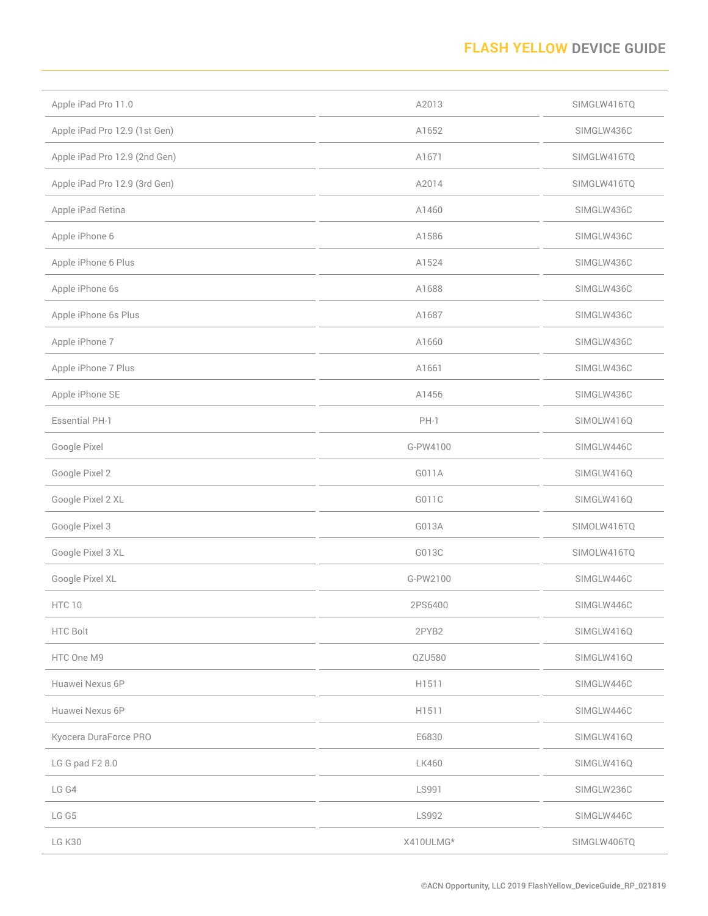| | | |
|---|---|---|
| Apple iPad Pro 11.0 | A2013 | SIMGLW416TQ |
| Apple iPad Pro 12.9 (1st Gen) | A1652 | SIMGLW436C |
| Apple iPad Pro 12.9 (2nd Gen) | A1671 | SIMGLW416TQ |
| Apple iPad Pro 12.9 (3rd Gen) | A2014 | SIMGLW416TQ |
| Apple iPad Retina | A1460 | SIMGLW436C |
| Apple iPhone 6 | A1586 | SIMGLW436C |
| Apple iPhone 6 Plus | A1524 | SIMGLW436C |
| Apple iPhone 6s | A1688 | SIMGLW436C |
| Apple iPhone 6s Plus | A1687 | SIMGLW436C |
| Apple iPhone 7 | A1660 | SIMGLW436C |
| Apple iPhone 7 Plus | A1661 | SIMGLW436C |
| Apple iPhone SE | A1456 | SIMGLW436C |
| Essential PH-1 | PH-1 | SIMOLW416Q |
| Google Pixel | G-PW4100 | SIMGLW446C |
| Google Pixel 2 | G011A | SIMGLW416Q |
| Google Pixel 2 XL | G011C | SIMGLW416Q |
| Google Pixel 3 | G013A | SIMOLW416TQ |
| Google Pixel 3 XL | G013C | SIMOLW416TQ |
| Google Pixel XL | G-PW2100 | SIMGLW446C |
| HTC 10 | 2PS6400 | SIMGLW446C |
| HTC Bolt | 2PYB2 | SIMGLW416Q |
| HTC One M9 | QZU580 | SIMGLW416Q |
| Huawei Nexus 6P | H1511 | SIMGLW446C |
| Huawei Nexus 6P | H1511 | SIMGLW446C |
| Kyocera DuraForce PRO | E6830 | SIMGLW416Q |
| LG G pad F2 8.0 | LK460 | SIMGLW416Q |
| LG G4 | LS991 | SIMGLW236C |
| LG G5 | LS992 | SIMGLW446C |
| LG K30 | X410ULMG* | SIMGLW406TQ |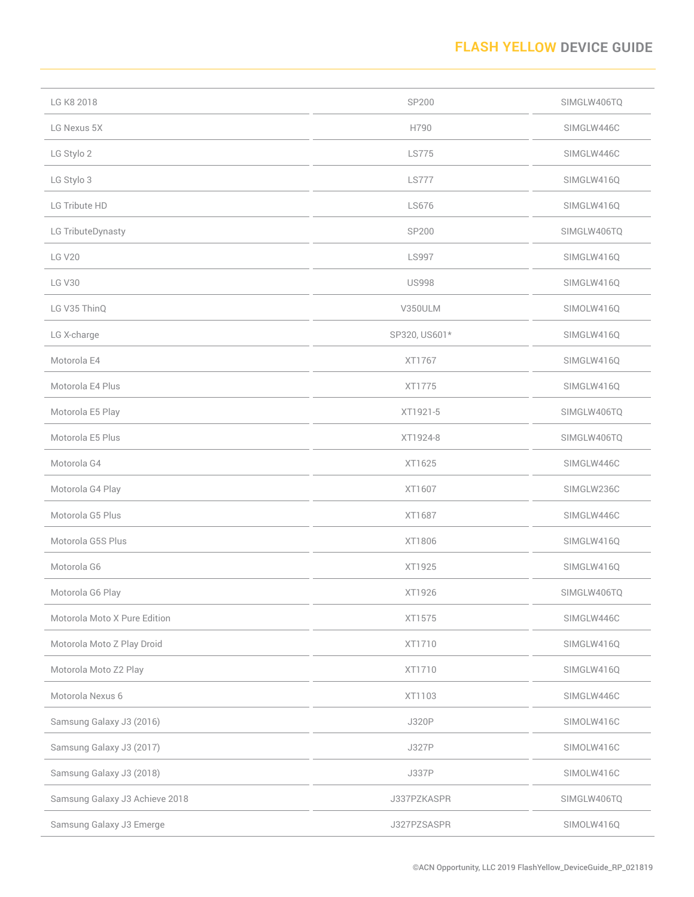| | | |
|---|---|---|
| LG K8 2018 | SP200 | SIMGLW406TQ |
| LG Nexus 5X | H790 | SIMGLW446C |
| LG Stylo 2 | LS775 | SIMGLW446C |
| LG Stylo 3 | LS777 | SIMGLW416Q |
| LG Tribute HD | LS676 | SIMGLW416Q |
| LG TributeDynasty | SP200 | SIMGLW406TQ |
| LG V20 | LS997 | SIMGLW416Q |
| LG V30 | US998 | SIMGLW416Q |
| LG V35 ThinQ | V350ULM | SIMOLW416Q |
| LG X-charge | SP320, US601* | SIMGLW416Q |
| Motorola E4 | XT1767 | SIMGLW416Q |
| Motorola E4 Plus | XT1775 | SIMGLW416Q |
| Motorola E5 Play | XT1921-5 | SIMGLW406TQ |
| Motorola E5 Plus | XT1924-8 | SIMGLW406TQ |
| Motorola G4 | XT1625 | SIMGLW446C |
| Motorola G4 Play | XT1607 | SIMGLW236C |
| Motorola G5 Plus | XT1687 | SIMGLW446C |
| Motorola G5S Plus | XT1806 | SIMGLW416Q |
| Motorola G6 | XT1925 | SIMGLW416Q |
| Motorola G6 Play | XT1926 | SIMGLW406TQ |
| Motorola Moto X Pure Edition | XT1575 | SIMGLW446C |
| Motorola Moto Z Play Droid | XT1710 | SIMGLW416Q |
| Motorola Moto Z2 Play | XT1710 | SIMGLW416Q |
| Motorola Nexus 6 | XT1103 | SIMGLW446C |
| Samsung Galaxy J3 (2016) | J320P | SIMOLW416C |
| Samsung Galaxy J3 (2017) | J327P | SIMOLW416C |
| Samsung Galaxy J3 (2018) | J337P | SIMOLW416C |
| Samsung Galaxy J3 Achieve 2018 | J337PZKASPR | SIMGLW406TQ |
| Samsung Galaxy J3 Emerge | J327PZSASPR | SIMOLW416Q |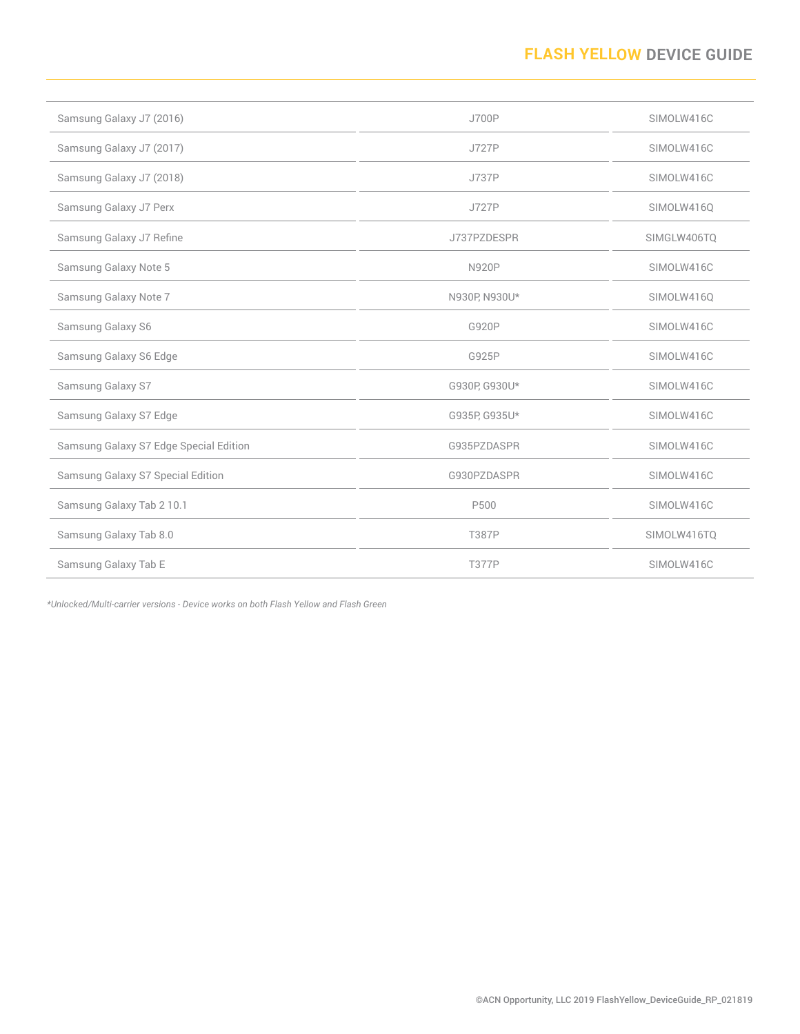| | | |
|---|---|---|
| Samsung Galaxy J7 (2016) | J700P | SIMOLW416C |
| Samsung Galaxy J7 (2017) | J727P | SIMOLW416C |
| Samsung Galaxy J7 (2018) | J737P | SIMOLW416C |
| Samsung Galaxy J7 Perx | J727P | SIMOLW416Q |
| Samsung Galaxy J7 Refine | J737PZDESPR | SIMGLW406TQ |
| Samsung Galaxy Note 5 | N920P | SIMOLW416C |
| Samsung Galaxy Note 7 | N930P, N930U* | SIMOLW416Q |
| Samsung Galaxy S6 | G920P | SIMOLW416C |
| Samsung Galaxy S6 Edge | G925P | SIMOLW416C |
| Samsung Galaxy S7 | G930P, G930U* | SIMOLW416C |
| Samsung Galaxy S7 Edge | G935P, G935U* | SIMOLW416C |
| Samsung Galaxy S7 Edge Special Edition | G935PZDASPR | SIMOLW416C |
| Samsung Galaxy S7 Special Edition | G930PZDASPR | SIMOLW416C |
| Samsung Galaxy Tab 2 10.1 | P500 | SIMOLW416C |
| Samsung Galaxy Tab 8.0 | T387P | SIMOLW416TQ |
| Samsung Galaxy Tab E | T377P | SIMOLW416C |

*\*Unlocked/Multi-carrier versions - Device works on both Flash Yellow and Flash Green*

©ACN Opportunity, LLC 2019 FlashYellow_DeviceGuide_RP_021819